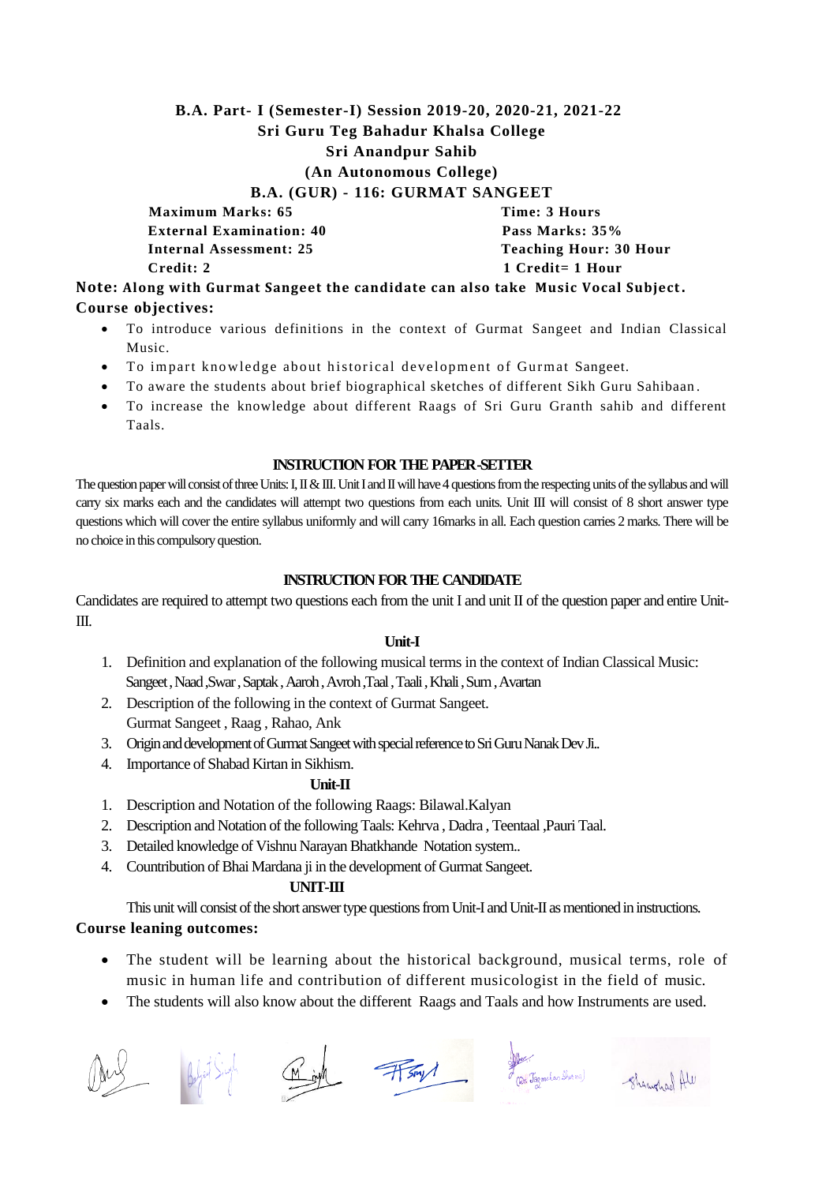**B.A. Part- I (Semester-I) Session 2019-20, 2020-21, 2021-22**
**Sri Guru Teg Bahadur Khalsa College**
**Sri Anandpur Sahib**
**(An Autonomous College)**
**B.A. (GUR) - 116: GURMAT SANGEET**

| | |
|---|---|
| **Maximum Marks: 65** | **Time: 3 Hours** |
| **External Examination: 40** | **Pass Marks: 35%** |
| **Internal Assessment: 25** | **Teaching Hour: 30 Hour** |
| **Credit: 2** | **1 Credit= 1 Hour** |

**Note: Along with Gurmat Sangeet the candidate can also take Music Vocal Subject.**

**Course objectives:**

- To introduce various definitions in the context of Gurmat Sangeet and Indian Classical Music.
- To impart knowledge about historical development of Gurmat Sangeet.
- To aware the students about brief biographical sketches of different Sikh Guru Sahibaan.
- To increase the knowledge about different Raags of Sri Guru Granth sahib and different Taals.

**INSTRUCTION FOR THE PAPER-SETTER**

The question paper will consist of three Units: I, II & III. Unit I and II will have 4 questions from the respecting units of the syllabus and will carry six marks each and the candidates will attempt two questions from each units. Unit III will consist of 8 short answer type questions which will cover the entire syllabus uniformly and will carry 16marks in all. Each question carries 2 marks. There will be no choice in this compulsory question.

**INSTRUCTION FOR THE CANDIDATE**

Candidates are required to attempt two questions each from the unit I and unit II of the question paper and entire Unit-III.

**Unit-I**

1. Definition and explanation of the following musical terms in the context of Indian Classical Music: Sangeet , Naad ,Swar , Saptak , Aaroh , Avroh ,Taal , Taali , Khali , Sum , Avartan
2. Description of the following in the context of Gurmat Sangeet. Gurmat Sangeet , Raag , Rahao, Ank
3. Origin and development of Gurmat Sangeet with special reference to Sri Guru Nanak Dev Ji..
4. Importance of Shabad Kirtan in Sikhism.

**Unit-II**

1. Description and Notation of the following Raags: Bilawal.Kalyan
2. Description and Notation of the following Taals: Kehrva , Dadra , Teentaal ,Pauri Taal.
3. Detailed knowledge of Vishnu Narayan Bhatkhande Notation system..
4. Countribution of Bhai Mardana ji in the development of Gurmat Sangeet.

**UNIT-III**

This unit will consist of the short answer type questions from Unit-I and Unit-II as mentioned in instructions.

**Course leaning outcomes:**

- The student will be learning about the historical background, musical terms, role of music in human life and contribution of different musicologist in the field of music.
- The students will also know about the different Raags and Taals and how Instruments are used.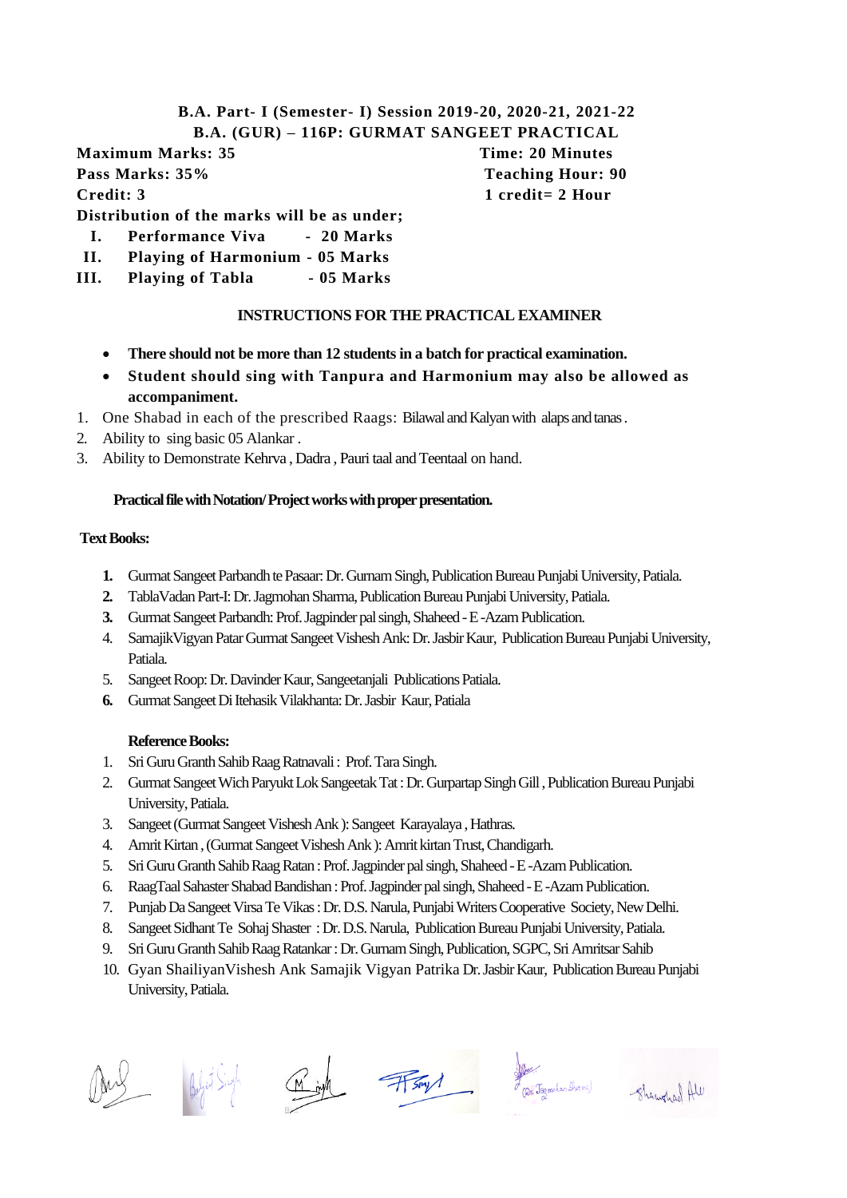**B.A. Part- I (Semester- I) Session 2019-20, 2020-21, 2021-22**

**B.A. (GUR) – 116P: GURMAT SANGEET PRACTICAL**

**Maximum Marks: 35** **Time: 20 Minutes**

**Pass Marks: 35%** **Teaching Hour: 90**

**Credit: 3** **1 credit= 2 Hour**

**Distribution of the marks will be as under;**

- **I. Performance Viva - 20 Marks**
- **II. Playing of Harmonium - 05 Marks**
- **III. Playing of Tabla - 05 Marks**

**INSTRUCTIONS FOR THE PRACTICAL EXAMINER**

- **There should not be more than 12 students in a batch for practical examination.**
- **Student should sing with Tanpura and Harmonium may also be allowed as accompaniment.**

1. One Shabad in each of the prescribed Raags: Bilawal and Kalyan with alaps and tanas .
2. Ability to sing basic 05 Alankar .
3. Ability to Demonstrate Kehrva , Dadra , Pauri taal and Teentaal on hand.

**Practical file with Notation/ Project works with proper presentation.**

**Text Books:**

1. Gurmat Sangeet Parbandh te Pasaar: Dr. Gurnam Singh, Publication Bureau Punjabi University, Patiala.
2. TablaVadan Part-I: Dr. Jagmohan Sharma, Publication Bureau Punjabi University, Patiala.
3. Gurmat Sangeet Parbandh: Prof. Jagpinder pal singh, Shaheed - E -Azam Publication.
4. SamajikVigyan Patar Gurmat Sangeet Vishesh Ank: Dr. Jasbir Kaur, Publication Bureau Punjabi University, Patiala.
5. Sangeet Roop: Dr. Davinder Kaur, Sangeetanjali Publications Patiala.
6. Gurmat Sangeet Di Itehasik Vilakhanta: Dr. Jasbir Kaur, Patiala

**Reference Books:**

1. Sri Guru Granth Sahib Raag Ratnavali : Prof. Tara Singh.
2. Gurmat Sangeet Wich Paryukt Lok Sangeetak Tat : Dr. Gurpartap Singh Gill , Publication Bureau Punjabi University, Patiala.
3. Sangeet (Gurmat Sangeet Vishesh Ank ): Sangeet Karayalaya , Hathras.
4. Amrit Kirtan , (Gurmat Sangeet Vishesh Ank ): Amrit kirtan Trust, Chandigarh.
5. Sri Guru Granth Sahib Raag Ratan : Prof. Jagpinder pal singh, Shaheed - E -Azam Publication.
6. RaagTaal Sahaster Shabad Bandishan : Prof. Jagpinder pal singh, Shaheed - E -Azam Publication.
7. Punjab Da Sangeet Virsa Te Vikas : Dr. D.S. Narula, Punjabi Writers Cooperative Society, New Delhi.
8. Sangeet Sidhant Te Sohaj Shaster : Dr. D.S. Narula, Publication Bureau Punjabi University, Patiala.
9. Sri Guru Granth Sahib Raag Ratankar : Dr. Gurnam Singh, Publication, SGPC, Sri Amritsar Sahib
10. Gyan ShailiyanVishesh Ank Samajik Vigyan Patrika Dr. Jasbir Kaur, Publication Bureau Punjabi University, Patiala.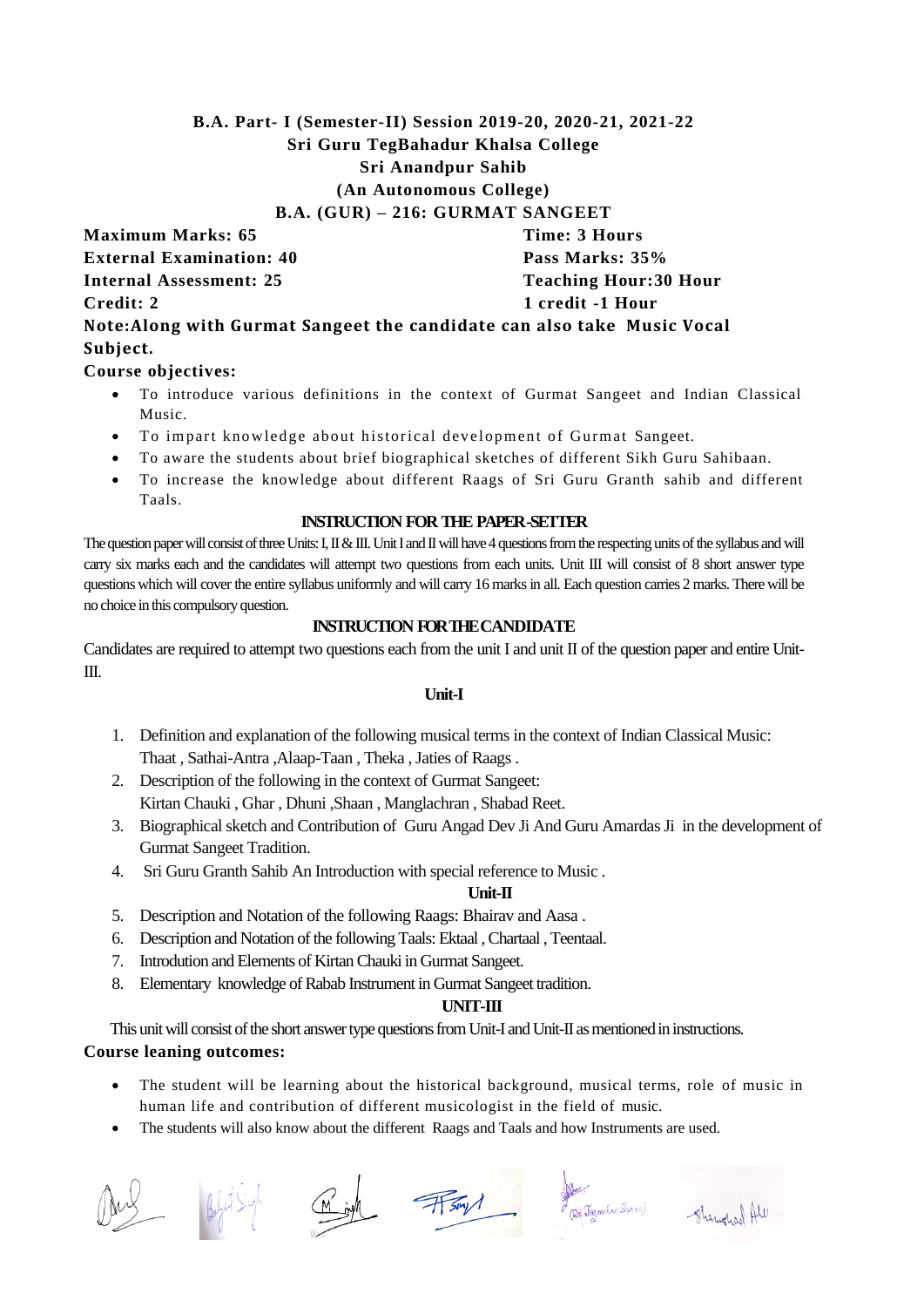**B.A. Part- I (Semester-II) Session 2019-20, 2020-21, 2021-22**

**Sri Guru TegBahadur Khalsa College**

**Sri Anandpur Sahib**

**(An Autonomous College)**

**B.A. (GUR) – 216: GURMAT SANGEET**

| | |
|---|---|
| **Maximum Marks: 65** | **Time: 3 Hours** |
| **External Examination: 40** | **Pass Marks: 35%** |
| **Internal Assessment: 25** | **Teaching Hour:30 Hour** |
| **Credit: 2** | **1 credit -1 Hour** |

**Note:Along with Gurmat Sangeet the candidate can also take Music Vocal Subject.**

**Course objectives:**

- To introduce various definitions in the context of Gurmat Sangeet and Indian Classical Music.
- To impart knowledge about historical development of Gurmat Sangeet.
- To aware the students about brief biographical sketches of different Sikh Guru Sahibaan.
- To increase the knowledge about different Raags of Sri Guru Granth sahib and different Taals.

**INSTRUCTION FOR THE PAPER-SETTER**

The question paper will consist of three Units: I, II & III. Unit I and II will have 4 questions from the respecting units of the syllabus and will carry six marks each and the candidates will attempt two questions from each units. Unit III will consist of 8 short answer type questions which will cover the entire syllabus uniformly and will carry 16 marks in all. Each question carries 2 marks. There will be no choice in this compulsory question.

**INSTRUCTION FOR THE CANDIDATE**

Candidates are required to attempt two questions each from the unit I and unit II of the question paper and entire Unit-III.

**Unit-I**

1. Definition and explanation of the following musical terms in the context of Indian Classical Music: Thaat , Sathai-Antra ,Alaap-Taan , Theka , Jaties of Raags .
2. Description of the following in the context of Gurmat Sangeet: Kirtan Chauki , Ghar , Dhuni ,Shaan , Manglachran , Shabad Reet.
3. Biographical sketch and Contribution of Guru Angad Dev Ji And Guru Amardas Ji in the development of Gurmat Sangeet Tradition.
4. Sri Guru Granth Sahib An Introduction with special reference to Music .

**Unit-II**

5. Description and Notation of the following Raags: Bhairav and Aasa .
6. Description and Notation of the following Taals: Ektaal , Chartaal , Teentaal.
7. Introdution and Elements of Kirtan Chauki in Gurmat Sangeet.
8. Elementary knowledge of Rabab Instrument in Gurmat Sangeet tradition.

**UNIT-III**

This unit will consist of the short answer type questions from Unit-I and Unit-II as mentioned in instructions.

**Course leaning outcomes:**

- The student will be learning about the historical background, musical terms, role of music in human life and contribution of different musicologist in the field of music.
- The students will also know about the different Raags and Taals and how Instruments are used.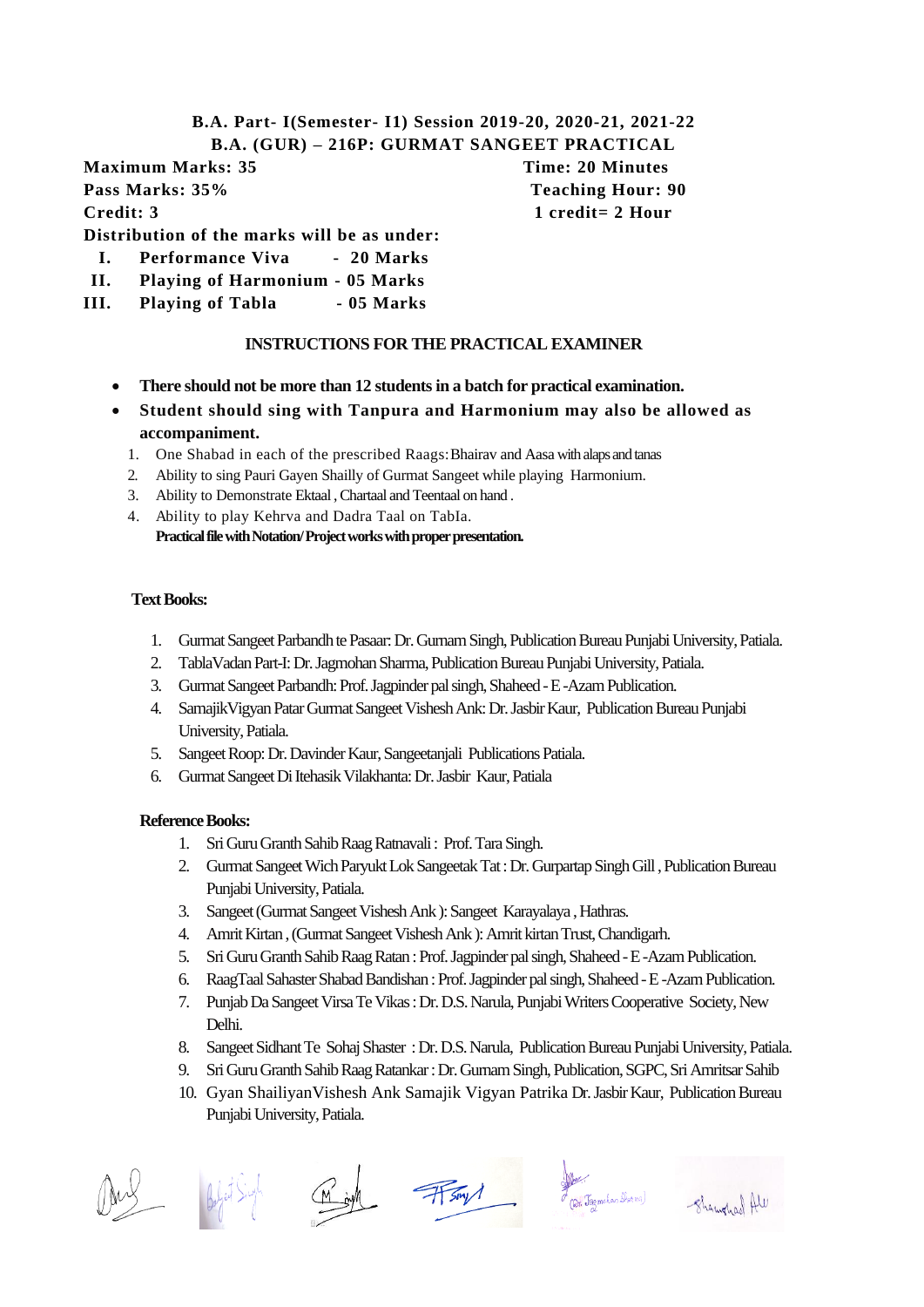**B.A. Part- I(Semester- I1) Session 2019-20, 2020-21, 2021-22**

**B.A. (GUR) – 216P: GURMAT SANGEET PRACTICAL**

**Maximum Marks: 35** **Time: 20 Minutes**

**Pass Marks: 35%** **Teaching Hour: 90**

**Credit: 3** **1 credit= 2 Hour**

**Distribution of the marks will be as under:**

- **I. Performance Viva - 20 Marks**
- **II. Playing of Harmonium - 05 Marks**
- **III. Playing of Tabla - 05 Marks**

**INSTRUCTIONS FOR THE PRACTICAL EXAMINER**

- **There should not be more than 12 students in a batch for practical examination.**
- **Student should sing with Tanpura and Harmonium may also be allowed as accompaniment.**

1. One Shabad in each of the prescribed Raags: Bhairav and Aasa with alaps and tanas
2. Ability to sing Pauri Gayen Shailly of Gurmat Sangeet while playing Harmonium.
3. Ability to Demonstrate Ektaal , Chartaal and Teentaal on hand .
4. Ability to play Kehrva and Dadra Taal on TabIa.

**Practical file with Notation/ Project works with proper presentation.**

**Text Books:**

1. Gurmat Sangeet Parbandh te Pasaar: Dr. Gurnam Singh, Publication Bureau Punjabi University, Patiala.
2. TablaVadan Part-I: Dr. Jagmohan Sharma, Publication Bureau Punjabi University, Patiala.
3. Gurmat Sangeet Parbandh: Prof. Jagpinder pal singh, Shaheed - E -Azam Publication.
4. SamajikVigyan Patar Gurmat Sangeet Vishesh Ank: Dr. Jasbir Kaur, Publication Bureau Punjabi University, Patiala.
5. Sangeet Roop: Dr. Davinder Kaur, Sangeetanjali Publications Patiala.
6. Gurmat Sangeet Di Itehasik Vilakhanta: Dr. Jasbir Kaur, Patiala

**Reference Books:**

1. Sri Guru Granth Sahib Raag Ratnavali : Prof. Tara Singh.
2. Gurmat Sangeet Wich Paryukt Lok Sangeetak Tat : Dr. Gurpartap Singh Gill , Publication Bureau Punjabi University, Patiala.
3. Sangeet (Gurmat Sangeet Vishesh Ank ): Sangeet Karayalaya , Hathras.
4. Amrit Kirtan , (Gurmat Sangeet Vishesh Ank ): Amrit kirtan Trust, Chandigarh.
5. Sri Guru Granth Sahib Raag Ratan : Prof. Jagpinder pal singh, Shaheed - E -Azam Publication.
6. RaagTaal Sahaster Shabad Bandishan : Prof. Jagpinder pal singh, Shaheed - E -Azam Publication.
7. Punjab Da Sangeet Virsa Te Vikas : Dr. D.S. Narula, Punjabi Writers Cooperative Society, New Delhi.
8. Sangeet Sidhant Te Sohaj Shaster : Dr. D.S. Narula, Publication Bureau Punjabi University, Patiala.
9. Sri Guru Granth Sahib Raag Ratankar : Dr. Gurnam Singh, Publication, SGPC, Sri Amritsar Sahib
10. Gyan ShailiyanVishesh Ank Samajik Vigyan Patrika Dr. Jasbir Kaur, Publication Bureau Punjabi University, Patiala.